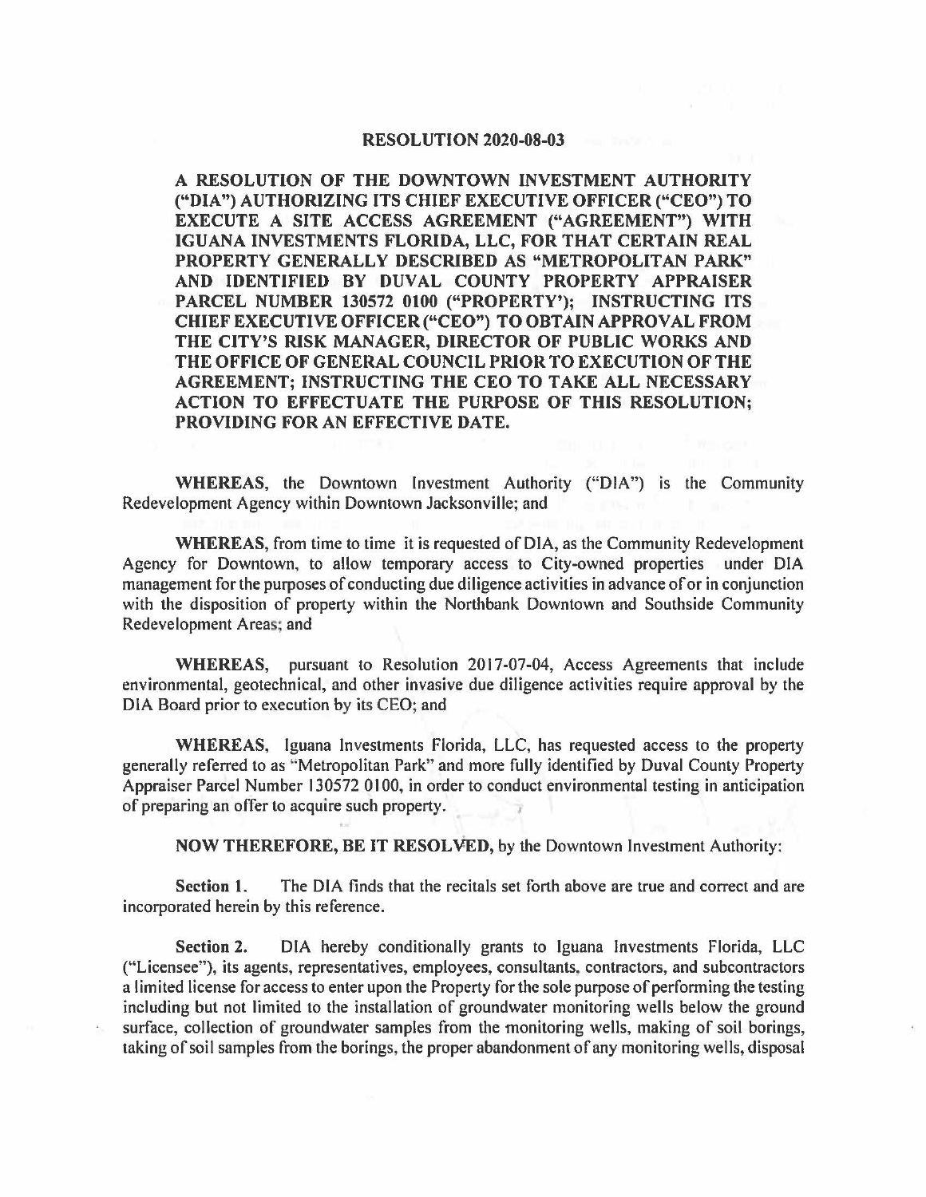# RESOLUTION 2020-08-03

**A RESOLUTION OF THE DOWNTOWN INVESTMENT AUTHORITY ("DIA") AUTHORIZING ITS CHIEF EXECUTIVE OFFICER ("CEO") TO EXECUTE A SITE ACCESS AGREEMENT ("AGREEMENT") WITH IGUANA INVESTMENTS FLORIDA, LLC, FOR THAT CERTAIN REAL PROPERTY GENERALLY DESCRIBED AS "METROPOLITAN PARK" AND IDENTIFIED BY DUVAL COUNTY PROPERTY APPRAISER PARCEL NUMBER 130572 0100 ("PROPERTY'); INSTRUCTING ITS CHIEF EXECUTIVE OFFICER ("CEO") TO OBTAIN APPROVAL FROM THE CITY'S RISK MANAGER, DIRECTOR OF PUBLIC WORKS AND THE OFFICE OF GENERAL COUNCIL PRIOR TO EXECUTION OF THE AGREEMENT; INSTRUCTING THE CEO TO TAKE ALL NECESSARY ACTION TO EFFECTUATE THE PURPOSE OF THIS RESOLUTION; PROVIDING FOR AN EFFECTIVE DATE.**

**WHEREAS**, the Downtown Investment Authority ("DIA") is the Community Redevelopment Agency within Downtown Jacksonville; and

**WHEREAS**, from time to time it is requested of DIA, as the Community Redevelopment Agency for Downtown, to allow temporary access to City-owned properties under DIA management for the purposes of conducting due diligence activities in advance of or in conjunction with the disposition of property within the Northbank Downtown and Southside Community Redevelopment Areas; and

**WHEREAS**, pursuant to Resolution 2017-07-04, Access Agreements that include environmental, geotechnical, and other invasive due diligence activities require approval by the DIA Board prior to execution by its CEO; and

**WHEREAS**, Iguana Investments Florida, LLC, has requested access to the property generally referred to as "Metropolitan Park" and more fully identified by Duval County Property Appraiser Parcel Number 130572 0100, in order to conduct environmental testing in anticipation of preparing an offer to acquire such property.

**NOW THEREFORE, BE IT RESOLVED,** by the Downtown Investment Authority:

**Section 1.** The DIA finds that the recitals set forth above are true and correct and are incorporated herein by this reference.

**Section 2.** DIA hereby conditionally grants to Iguana Investments Florida, LLC ("Licensee"), its agents, representatives, employees, consultants, contractors, and subcontractors a limited license for access to enter upon the Property for the sole purpose of performing the testing including but not limited to the installation of groundwater monitoring wells below the ground surface, collection of groundwater samples from the monitoring wells, making of soil borings, taking of soil samples from the borings, the proper abandonment of any monitoring wells, disposal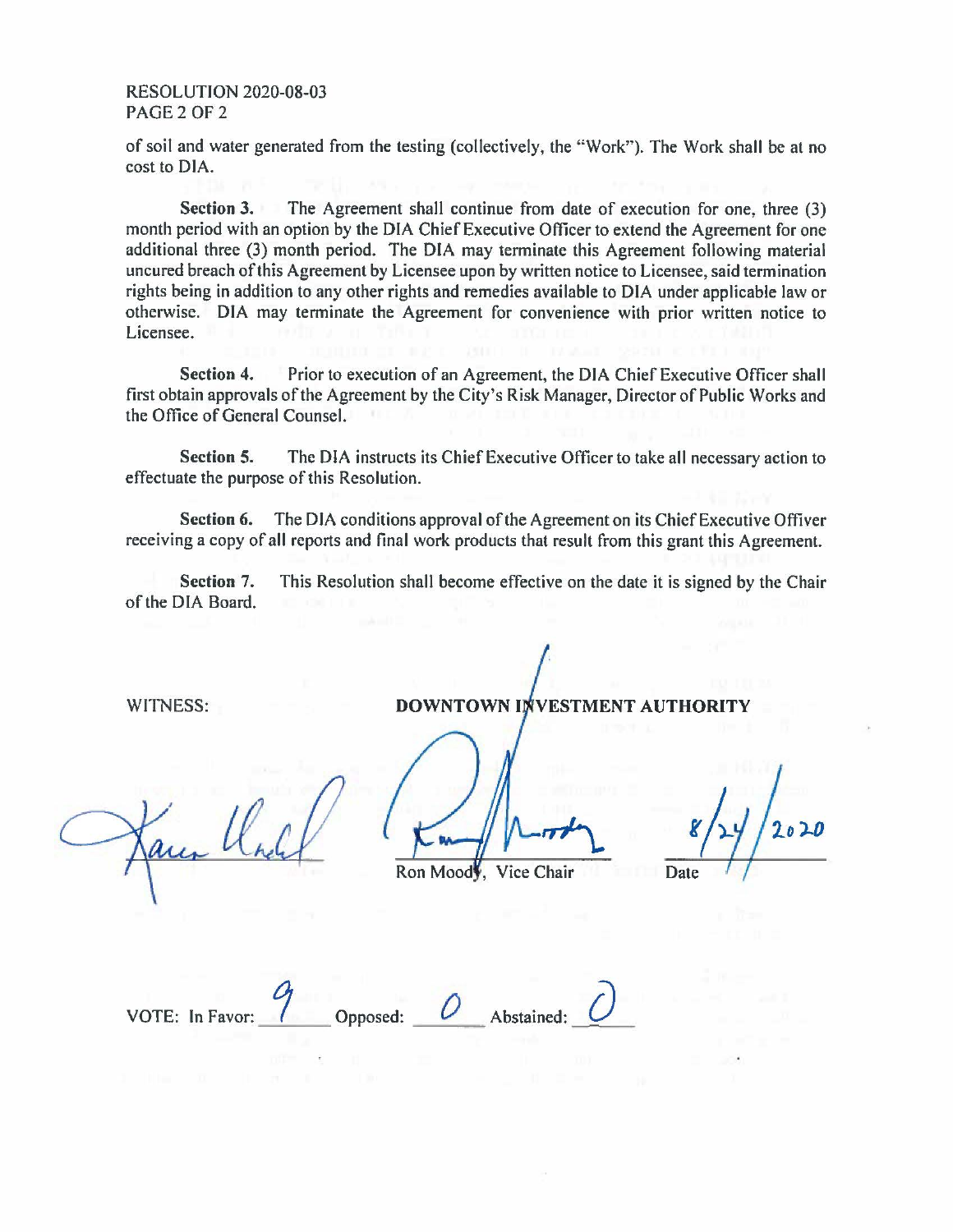of soil and water generated from the testing (collectively, the "Work"). The Work shall be at no cost to DIA.

**Section 3.** The Agreement shall continue from date of execution for one, three (3) month period with an option by the DIA Chief Executive Officer to extend the Agreement for one additional three (3) month period. The DIA may terminate this Agreement following material uncured breach of this Agreement by Licensee upon by written notice to Licensee, said termination rights being in addition to any other rights and remedies available to DIA under applicable law or otherwise. DIA may terminate the Agreement for convenience with prior written notice to Licensee.

**Section 4.** Prior to execution of an Agreement, the DIA Chief Executive Officer shall first obtain approvals of the Agreement by the City's Risk Manager, Director of Public Works and the Office of General Counsel.

**Section 5.** The DIA instructs its Chief Executive Officer to take all necessary action to effectuate the purpose of this Resolution.

**Section 6.** The DIA conditions approval of the Agreement on its Chief Executive Offiver receiving a copy of all reports and final work products that result from this grant this Agreement.

**Section 7.** This Resolution shall become effective on the date it is signed by the Chair of the DIA Board.

WITNESS: **DOWNTOWN INVESTMENT AUTHORITY**

Ron Moody, Vice Chair

8/24/2020
Date

VOTE: In Favor: 9 Opposed: 0 Abstained: 0